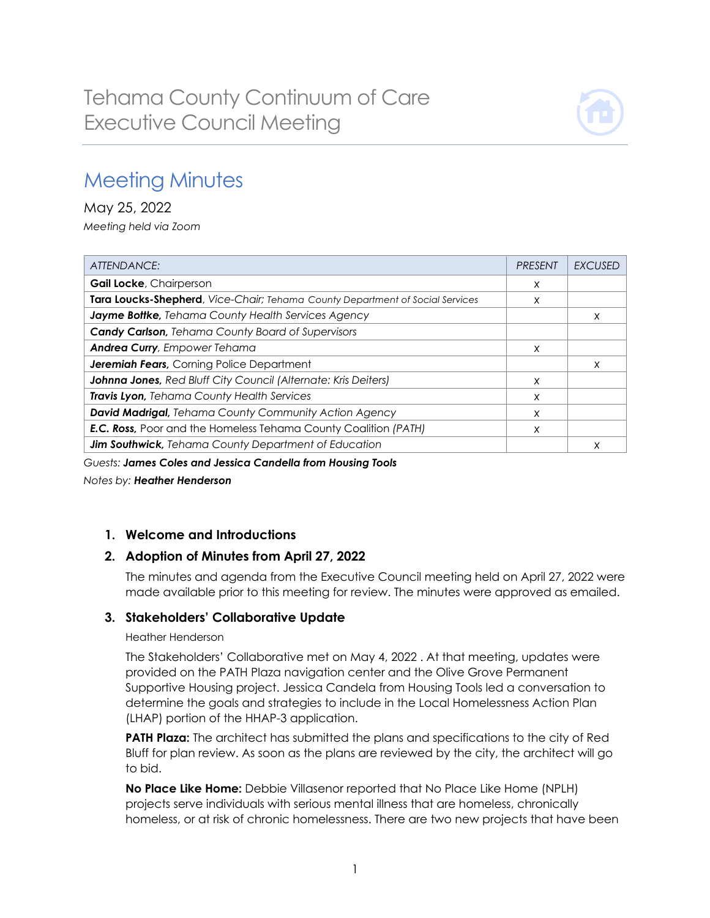# Tehama County Continuum of Care Executive Council Meeting

## Meeting Minutes

May 25, 2022

*Meeting held via Zoom*

| *ATTENDANCE:* | *PRESENT* | *EXCUSED* |
|---|---|---|
| **Gail Locke**, Chairperson | x | |
| **Tara Loucks-Shepherd**, *Vice-Chair; Tehama County Department of Social Services* | x | |
| ***Jayme Bottke,*** *Tehama County Health Services Agency* | | x |
| ***Candy Carlson,*** *Tehama County Board of Supervisors* | | |
| ***Andrea Curry****, Empower Tehama* | x | |
| ***Jeremiah Fears,*** *Corning Police Department* | | x |
| ***Johnna Jones,*** *Red Bluff City Council (Alternate: Kris Deiters)* | x | |
| ***Travis Lyon,*** *Tehama County Health Services* | x | |
| ***David Madrigal,*** *Tehama County Community Action Agency* | x | |
| ***E.C. Ross,*** *Poor and the Homeless Tehama County Coalition (PATH)* | x | |
| ***Jim Southwick,*** *Tehama County Department of Education* | | x |

*Guests:* ***James Coles and Jessica Candella from Housing Tools***

*Notes by:* ***Heather Henderson***

1. **Welcome and Introductions**

2. **Adoption of Minutes from April 27, 2022**

   The minutes and agenda from the Executive Council meeting held on April 27, 2022 were made available prior to this meeting for review. The minutes were approved as emailed.

3. **Stakeholders' Collaborative Update**

   Heather Henderson

   The Stakeholders' Collaborative met on May 4, 2022 . At that meeting, updates were provided on the PATH Plaza navigation center and the Olive Grove Permanent Supportive Housing project. Jessica Candela from Housing Tools led a conversation to determine the goals and strategies to include in the Local Homelessness Action Plan (LHAP) portion of the HHAP-3 application.

   **PATH Plaza:** The architect has submitted the plans and specifications to the city of Red Bluff for plan review. As soon as the plans are reviewed by the city, the architect will go to bid.

   **No Place Like Home:** Debbie Villasenor reported that No Place Like Home (NPLH) projects serve individuals with serious mental illness that are homeless, chronically homeless, or at risk of chronic homelessness. There are two new projects that have been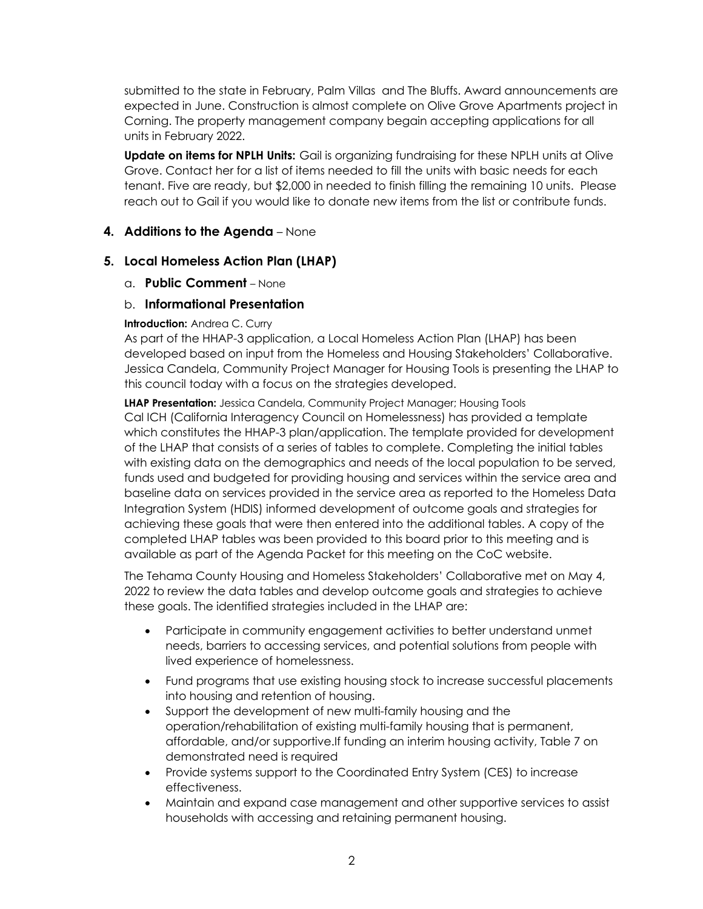submitted to the state in February, Palm Villas  and The Bluffs. Award announcements are expected in June. Construction is almost complete on Olive Grove Apartments project in Corning. The property management company begain accepting applications for all units in February 2022.

**Update on items for NPLH Units:** Gail is organizing fundraising for these NPLH units at Olive Grove. Contact her for a list of items needed to fill the units with basic needs for each tenant. Five are ready, but $2,000 in needed to finish filling the remaining 10 units.  Please reach out to Gail if you would like to donate new items from the list or contribute funds.

## 4. Additions to the Agenda – None

## 5. Local Homeless Action Plan (LHAP)

### a. Public Comment – None

### b. Informational Presentation

**Introduction:** Andrea C. Curry

As part of the HHAP-3 application, a Local Homeless Action Plan (LHAP) has been developed based on input from the Homeless and Housing Stakeholders' Collaborative. Jessica Candela, Community Project Manager for Housing Tools is presenting the LHAP to this council today with a focus on the strategies developed.

**LHAP Presentation:** Jessica Candela, Community Project Manager; Housing Tools

Cal ICH (California Interagency Council on Homelessness) has provided a template which constitutes the HHAP-3 plan/application. The template provided for development of the LHAP that consists of a series of tables to complete. Completing the initial tables with existing data on the demographics and needs of the local population to be served, funds used and budgeted for providing housing and services within the service area and baseline data on services provided in the service area as reported to the Homeless Data Integration System (HDIS) informed development of outcome goals and strategies for achieving these goals that were then entered into the additional tables. A copy of the completed LHAP tables was been provided to this board prior to this meeting and is available as part of the Agenda Packet for this meeting on the CoC website.

The Tehama County Housing and Homeless Stakeholders' Collaborative met on May 4, 2022 to review the data tables and develop outcome goals and strategies to achieve these goals. The identified strategies included in the LHAP are:

- Participate in community engagement activities to better understand unmet needs, barriers to accessing services, and potential solutions from people with lived experience of homelessness.
- Fund programs that use existing housing stock to increase successful placements into housing and retention of housing.
- Support the development of new multi-family housing and the operation/rehabilitation of existing multi-family housing that is permanent, affordable, and/or supportive.If funding an interim housing activity, Table 7 on demonstrated need is required
- Provide systems support to the Coordinated Entry System (CES) to increase effectiveness.
- Maintain and expand case management and other supportive services to assist households with accessing and retaining permanent housing.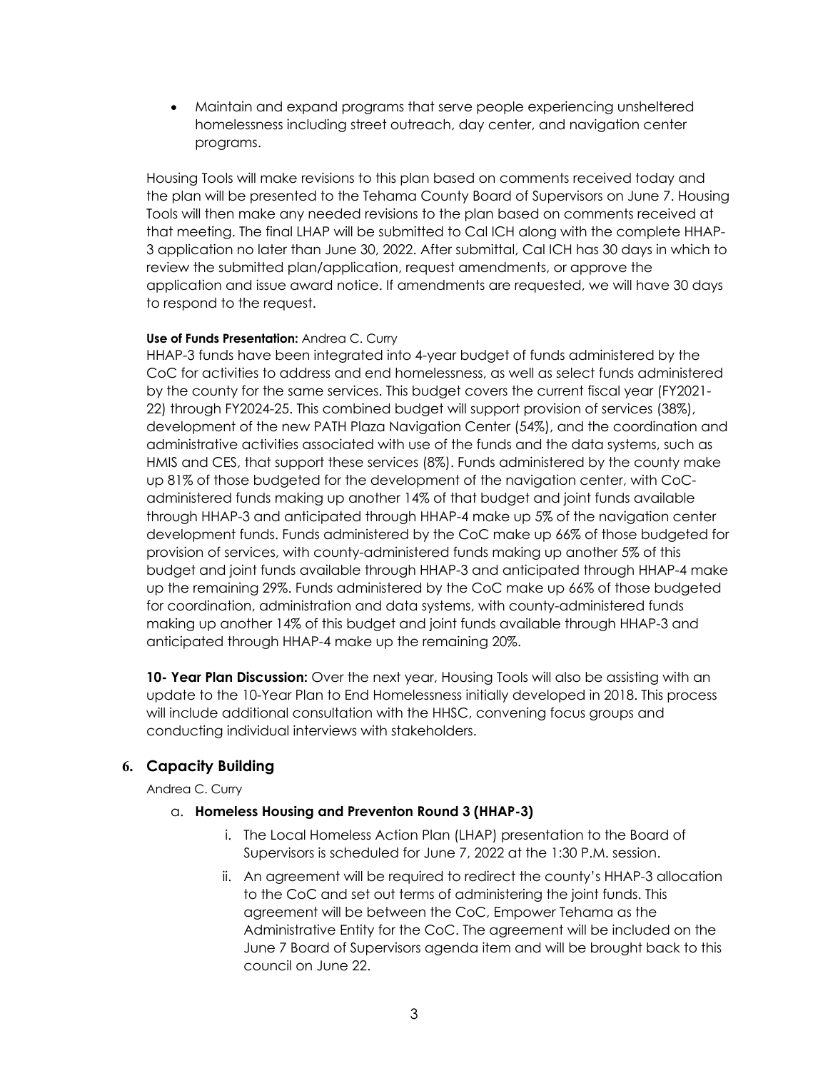- Maintain and expand programs that serve people experiencing unsheltered homelessness including street outreach, day center, and navigation center programs.

Housing Tools will make revisions to this plan based on comments received today and the plan will be presented to the Tehama County Board of Supervisors on June 7. Housing Tools will then make any needed revisions to the plan based on comments received at that meeting. The final LHAP will be submitted to Cal ICH along with the complete HHAP-3 application no later than June 30, 2022. After submittal, Cal ICH has 30 days in which to review the submitted plan/application, request amendments, or approve the application and issue award notice. If amendments are requested, we will have 30 days to respond to the request.

**Use of Funds Presentation:** Andrea C. Curry

HHAP-3 funds have been integrated into 4-year budget of funds administered by the CoC for activities to address and end homelessness, as well as select funds administered by the county for the same services. This budget covers the current fiscal year (FY2021-22) through FY2024-25. This combined budget will support provision of services (38%), development of the new PATH Plaza Navigation Center (54%), and the coordination and administrative activities associated with use of the funds and the data systems, such as HMIS and CES, that support these services (8%). Funds administered by the county make up 81% of those budgeted for the development of the navigation center, with CoC-administered funds making up another 14% of that budget and joint funds available through HHAP-3 and anticipated through HHAP-4 make up 5% of the navigation center development funds. Funds administered by the CoC make up 66% of those budgeted for provision of services, with county-administered funds making up another 5% of this budget and joint funds available through HHAP-3 and anticipated through HHAP-4 make up the remaining 29%. Funds administered by the CoC make up 66% of those budgeted for coordination, administration and data systems, with county-administered funds making up another 14% of this budget and joint funds available through HHAP-3 and anticipated through HHAP-4 make up the remaining 20%.

**10- Year Plan Discussion:** Over the next year, Housing Tools will also be assisting with an update to the 10-Year Plan to End Homelessness initially developed in 2018. This process will include additional consultation with the HHSC, convening focus groups and conducting individual interviews with stakeholders.

## 6. Capacity Building

Andrea C. Curry

a. **Homeless Housing and Preventon Round 3 (HHAP-3)**

   i. The Local Homeless Action Plan (LHAP) presentation to the Board of Supervisors is scheduled for June 7, 2022 at the 1:30 P.M. session.

   ii. An agreement will be required to redirect the county's HHAP-3 allocation to the CoC and set out terms of administering the joint funds. This agreement will be between the CoC, Empower Tehama as the Administrative Entity for the CoC. The agreement will be included on the June 7 Board of Supervisors agenda item and will be brought back to this council on June 22.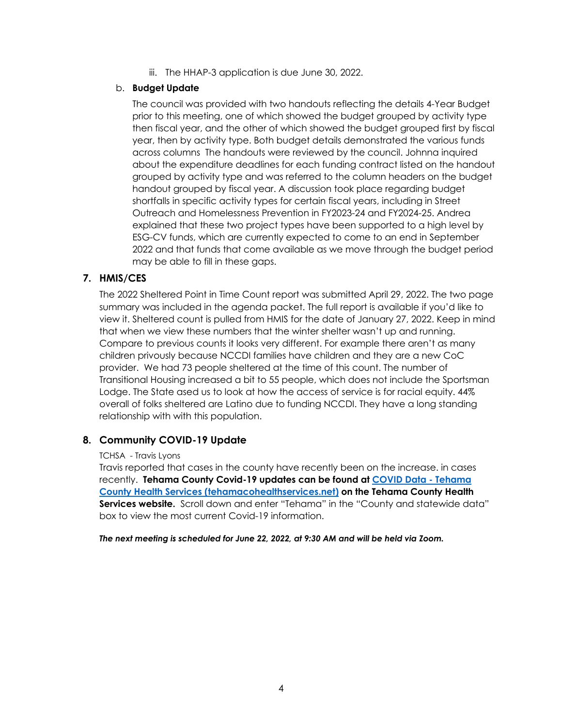iii. The HHAP-3 application is due June 30, 2022.

b. **Budget Update**

The council was provided with two handouts reflecting the details 4-Year Budget prior to this meeting, one of which showed the budget grouped by activity type then fiscal year, and the other of which showed the budget grouped first by fiscal year, then by activity type. Both budget details demonstrated the various funds across columns  The handouts were reviewed by the council. Johnna inquired about the expenditure deadlines for each funding contract listed on the handout grouped by activity type and was referred to the column headers on the budget handout grouped by fiscal year. A discussion took place regarding budget shortfalls in specific activity types for certain fiscal years, including in Street Outreach and Homelessness Prevention in FY2023-24 and FY2024-25. Andrea explained that these two project types have been supported to a high level by ESG-CV funds, which are currently expected to come to an end in September 2022 and that funds that come available as we move through the budget period may be able to fill in these gaps.

## 7. HMIS/CES

The 2022 Sheltered Point in Time Count report was submitted April 29, 2022. The two page summary was included in the agenda packet. The full report is available if you'd like to view it. Sheltered count is pulled from HMIS for the date of January 27, 2022. Keep in mind that when we view these numbers that the winter shelter wasn't up and running. Compare to previous counts it looks very different. For example there aren't as many children privously because NCCDI families have children and they are a new CoC provider.  We had 73 people sheltered at the time of this count. The number of Transitional Housing increased a bit to 55 people, which does not include the Sportsman Lodge. The State ased us to look at how the access of service is for racial equity. 44% overall of folks sheltered are Latino due to funding NCCDI. They have a long standing relationship with with this population.

## 8. Community COVID-19 Update

TCHSA  - Travis Lyons

Travis reported that cases in the county have recently been on the increase. in cases recently.  **Tehama County Covid-19 updates can be found at [COVID Data - Tehama County Health Services (tehamacohealthservices.net)](tehamacohealthservices.net) on the Tehama County Health Services website.**  Scroll down and enter "Tehama" in the "County and statewide data" box to view the most current Covid-19 information.

***The next meeting is scheduled for June 22, 2022, at 9:30 AM and will be held via Zoom.***